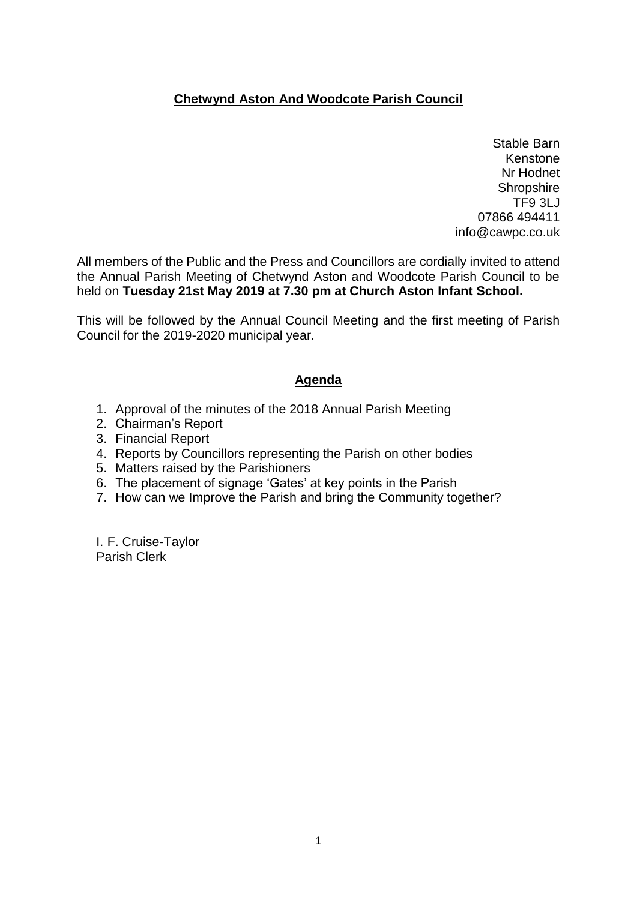# **Chetwynd Aston And Woodcote Parish Council**

Stable Barn
Kenstone
Nr Hodnet
Shropshire
TF9 3LJ
07866 494411
info@cawpc.co.uk

All members of the Public and the Press and Councillors are cordially invited to attend the Annual Parish Meeting of Chetwynd Aston and Woodcote Parish Council to be held on **Tuesday 21st May 2019 at 7.30 pm at Church Aston Infant School.**

This will be followed by the Annual Council Meeting and the first meeting of Parish Council for the 2019-2020 municipal year.

## **Agenda**

1. Approval of the minutes of the 2018 Annual Parish Meeting
2. Chairman's Report
3. Financial Report
4. Reports by Councillors representing the Parish on other bodies
5. Matters raised by the Parishioners
6. The placement of signage 'Gates' at key points in the Parish
7. How can we Improve the Parish and bring the Community together?

I. F. Cruise-Taylor
Parish Clerk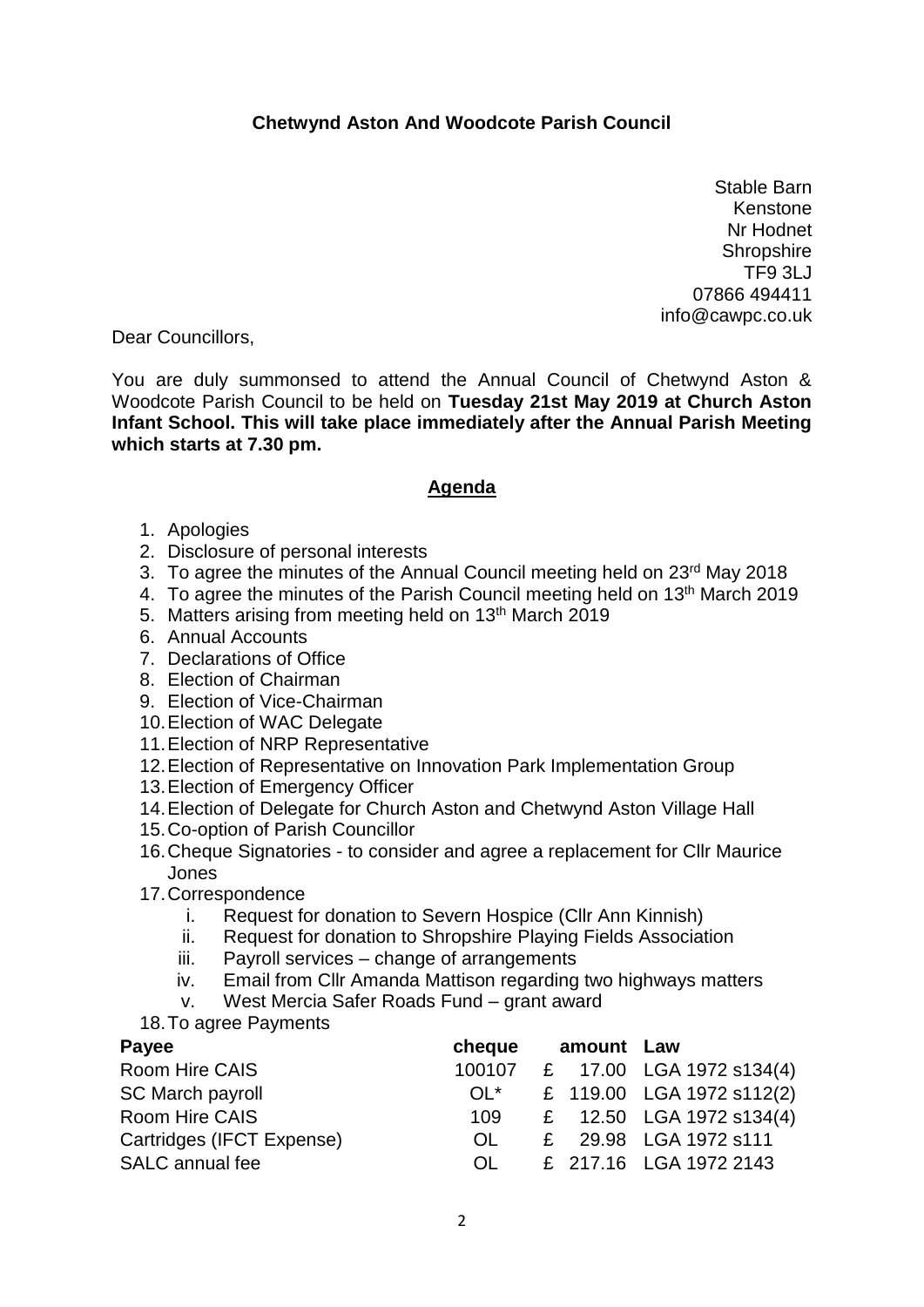**Chetwynd Aston And Woodcote Parish Council**

Stable Barn
Kenstone
Nr Hodnet
Shropshire
TF9 3LJ
07866 494411
info@cawpc.co.uk

Dear Councillors,

You are duly summonsed to attend the Annual Council of Chetwynd Aston & Woodcote Parish Council to be held on **Tuesday 21st May 2019 at Church Aston Infant School. This will take place immediately after the Annual Parish Meeting which starts at 7.30 pm.**

## Agenda

1. Apologies
2. Disclosure of personal interests
3. To agree the minutes of the Annual Council meeting held on 23rd May 2018
4. To agree the minutes of the Parish Council meeting held on 13th March 2019
5. Matters arising from meeting held on 13th March 2019
6. Annual Accounts
7. Declarations of Office
8. Election of Chairman
9. Election of Vice-Chairman
10. Election of WAC Delegate
11. Election of NRP Representative
12. Election of Representative on Innovation Park Implementation Group
13. Election of Emergency Officer
14. Election of Delegate for Church Aston and Chetwynd Aston Village Hall
15. Co-option of Parish Councillor
16. Cheque Signatories - to consider and agree a replacement for Cllr Maurice Jones
17. Correspondence
    i. Request for donation to Severn Hospice (Cllr Ann Kinnish)
    ii. Request for donation to Shropshire Playing Fields Association
    iii. Payroll services – change of arrangements
    iv. Email from Cllr Amanda Mattison regarding two highways matters
    v. West Mercia Safer Roads Fund – grant award
18. To agree Payments

| Payee | cheque | amount | Law |
|---|---|---|---|
| Room Hire CAIS | 100107 | £ 17.00 | LGA 1972 s134(4) |
| SC March payroll | OL* | £ 119.00 | LGA 1972 s112(2) |
| Room Hire CAIS | 109 | £ 12.50 | LGA 1972 s134(4) |
| Cartridges (IFCT Expense) | OL | £ 29.98 | LGA 1972 s111 |
| SALC annual fee | OL | £ 217.16 | LGA 1972 2143 |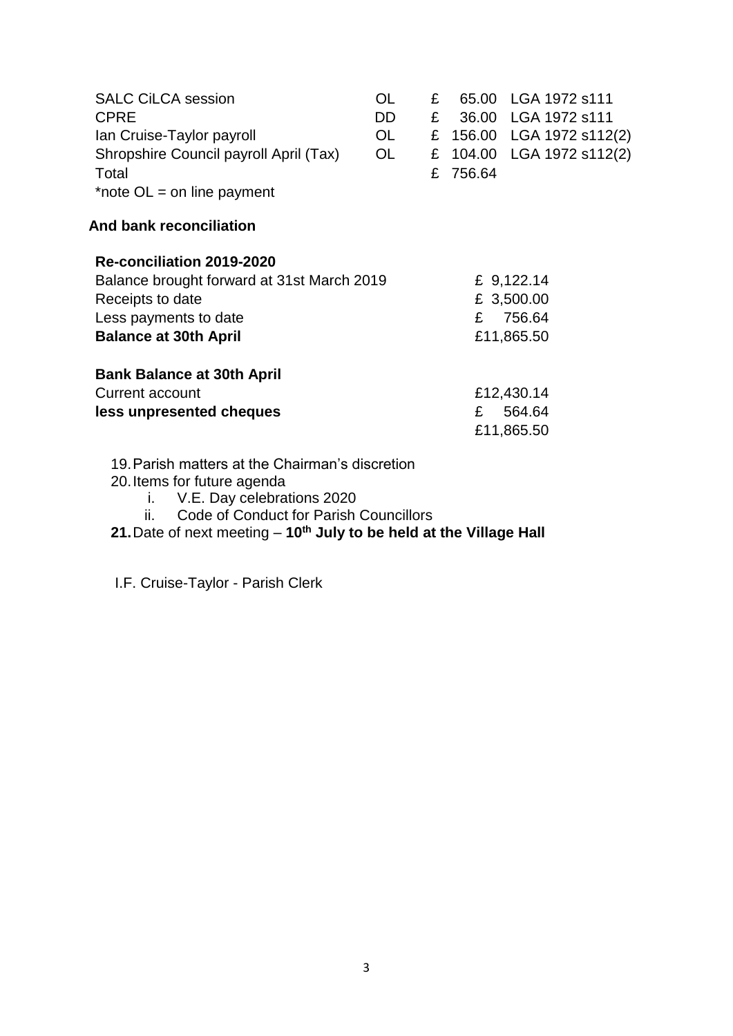| | | | | |
|---|---|---|---|---|
| SALC CiLCA session | OL | £ | 65.00 | LGA 1972 s111 |
| CPRE | DD | £ | 36.00 | LGA 1972 s111 |
| Ian Cruise-Taylor payroll | OL | £ | 156.00 | LGA 1972 s112(2) |
| Shropshire Council payroll April (Tax) | OL | £ | 104.00 | LGA 1972 s112(2) |
| Total | | £ | 756.64 | |

*note OL = on line payment

**And bank reconciliation**

| | |
|---|---|
| **Re-conciliation 2019-2020** | |
| Balance brought forward at 31st March 2019 | £ 9,122.14 |
| Receipts to date | £ 3,500.00 |
| Less payments to date | £ 756.64 |
| **Balance at 30th April** | £11,865.50 |

| | |
|---|---|
| **Bank Balance at 30th April** | |
| Current account | £12,430.14 |
| **less unpresented cheques** | £ 564.64 |
| | £11,865.50 |

19. Parish matters at the Chairman's discretion
20. Items for future agenda
    i. V.E. Day celebrations 2020
    ii. Code of Conduct for Parish Councillors

**21.** Date of next meeting – **10th July to be held at the Village Hall**

I.F. Cruise-Taylor - Parish Clerk